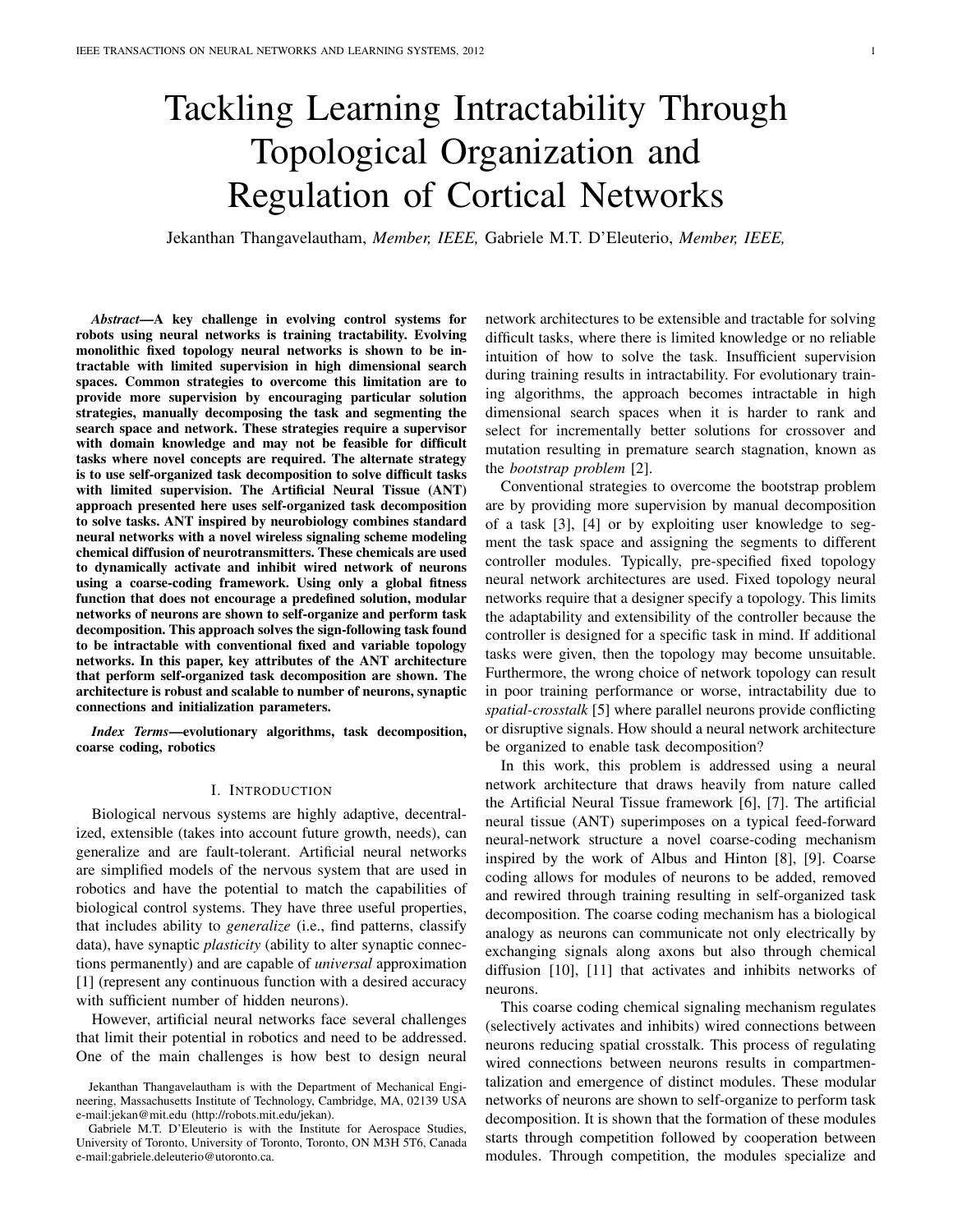# Tackling Learning Intractability Through Topological Organization and Regulation of Cortical Networks

Jekanthan Thangavelautham, *Member, IEEE,* Gabriele M.T. D'Eleuterio, *Member, IEEE,*

***Abstract*—A key challenge in evolving control systems for robots using neural networks is training tractability. Evolving monolithic fixed topology neural networks is shown to be intractable with limited supervision in high dimensional search spaces. Common strategies to overcome this limitation are to provide more supervision by encouraging particular solution strategies, manually decomposing the task and segmenting the search space and network. These strategies require a supervisor with domain knowledge and may not be feasible for difficult tasks where novel concepts are required. The alternate strategy is to use self-organized task decomposition to solve difficult tasks with limited supervision. The Artificial Neural Tissue (ANT) approach presented here uses self-organized task decomposition to solve tasks. ANT inspired by neurobiology combines standard neural networks with a novel wireless signaling scheme modeling chemical diffusion of neurotransmitters. These chemicals are used to dynamically activate and inhibit wired network of neurons using a coarse-coding framework. Using only a global fitness function that does not encourage a predefined solution, modular networks of neurons are shown to self-organize and perform task decomposition. This approach solves the sign-following task found to be intractable with conventional fixed and variable topology networks. In this paper, key attributes of the ANT architecture that perform self-organized task decomposition are shown. The architecture is robust and scalable to number of neurons, synaptic connections and initialization parameters.**

***Index Terms*—evolutionary algorithms, task decomposition, coarse coding, robotics**

## I. Introduction

Biological nervous systems are highly adaptive, decentralized, extensible (takes into account future growth, needs), can generalize and are fault-tolerant. Artificial neural networks are simplified models of the nervous system that are used in robotics and have the potential to match the capabilities of biological control systems. They have three useful properties, that includes ability to *generalize* (i.e., find patterns, classify data), have synaptic *plasticity* (ability to alter synaptic connections permanently) and are capable of *universal* approximation [1] (represent any continuous function with a desired accuracy with sufficient number of hidden neurons).

However, artificial neural networks face several challenges that limit their potential in robotics and need to be addressed. One of the main challenges is how best to design neural network architectures to be extensible and tractable for solving difficult tasks, where there is limited knowledge or no reliable intuition of how to solve the task. Insufficient supervision during training results in intractability. For evolutionary training algorithms, the approach becomes intractable in high dimensional search spaces when it is harder to rank and select for incrementally better solutions for crossover and mutation resulting in premature search stagnation, known as the *bootstrap problem* [2].

Conventional strategies to overcome the bootstrap problem are by providing more supervision by manual decomposition of a task [3], [4] or by exploiting user knowledge to segment the task space and assigning the segments to different controller modules. Typically, pre-specified fixed topology neural network architectures are used. Fixed topology neural networks require that a designer specify a topology. This limits the adaptability and extensibility of the controller because the controller is designed for a specific task in mind. If additional tasks were given, then the topology may become unsuitable. Furthermore, the wrong choice of network topology can result in poor training performance or worse, intractability due to *spatial-crosstalk* [5] where parallel neurons provide conflicting or disruptive signals. How should a neural network architecture be organized to enable task decomposition?

In this work, this problem is addressed using a neural network architecture that draws heavily from nature called the Artificial Neural Tissue framework [6], [7]. The artificial neural tissue (ANT) superimposes on a typical feed-forward neural-network structure a novel coarse-coding mechanism inspired by the work of Albus and Hinton [8], [9]. Coarse coding allows for modules of neurons to be added, removed and rewired through training resulting in self-organized task decomposition. The coarse coding mechanism has a biological analogy as neurons can communicate not only electrically by exchanging signals along axons but also through chemical diffusion [10], [11] that activates and inhibits networks of neurons.

This coarse coding chemical signaling mechanism regulates (selectively activates and inhibits) wired connections between neurons reducing spatial crosstalk. This process of regulating wired connections between neurons results in compartmentalization and emergence of distinct modules. These modular networks of neurons are shown to self-organize to perform task decomposition. It is shown that the formation of these modules starts through competition followed by cooperation between modules. Through competition, the modules specialize and

Jekanthan Thangavelautham is with the Department of Mechanical Engineering, Massachusetts Institute of Technology, Cambridge, MA, 02139 USA e-mail:jekan@mit.edu (http://robots.mit.edu/jekan).

Gabriele M.T. D'Eleuterio is with the Institute for Aerospace Studies, University of Toronto, University of Toronto, Toronto, ON M3H 5T6, Canada e-mail:gabriele.deleuterio@utoronto.ca.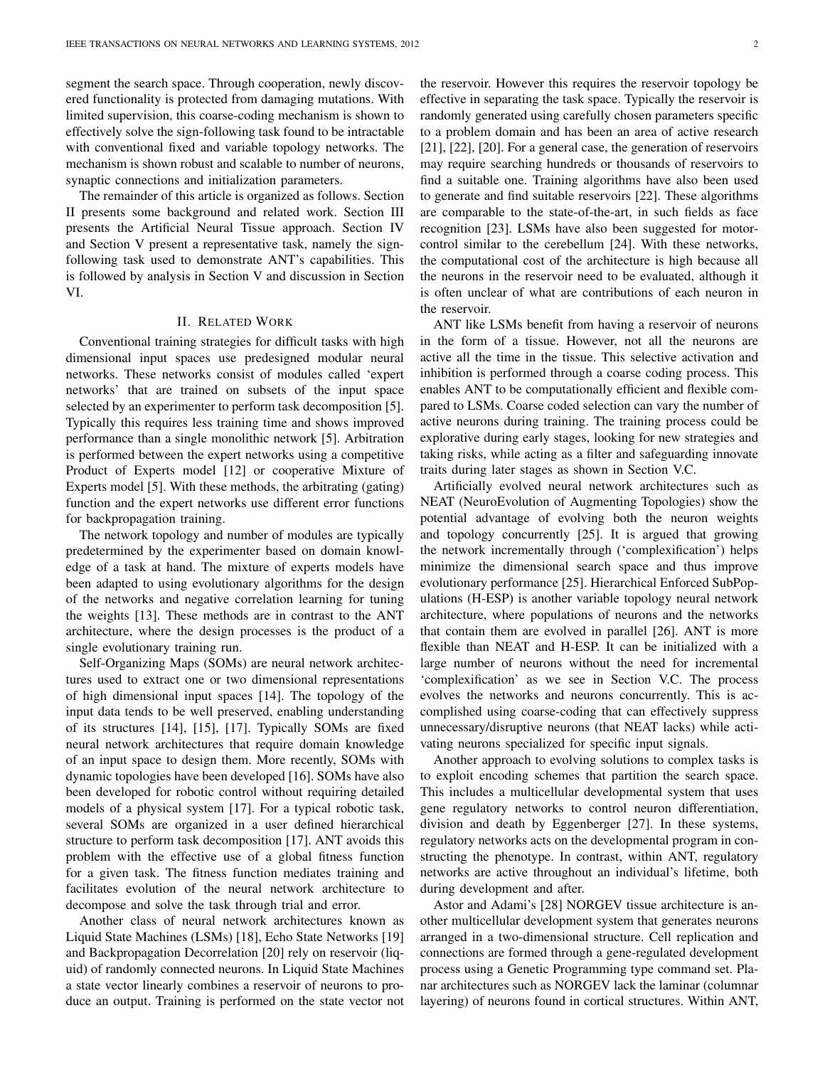segment the search space. Through cooperation, newly discovered functionality is protected from damaging mutations. With limited supervision, this coarse-coding mechanism is shown to effectively solve the sign-following task found to be intractable with conventional fixed and variable topology networks. The mechanism is shown robust and scalable to number of neurons, synaptic connections and initialization parameters.

The remainder of this article is organized as follows. Section II presents some background and related work. Section III presents the Artificial Neural Tissue approach. Section IV and Section V present a representative task, namely the sign-following task used to demonstrate ANT's capabilities. This is followed by analysis in Section V and discussion in Section VI.

## II. Related Work

Conventional training strategies for difficult tasks with high dimensional input spaces use predesigned modular neural networks. These networks consist of modules called 'expert networks' that are trained on subsets of the input space selected by an experimenter to perform task decomposition [5]. Typically this requires less training time and shows improved performance than a single monolithic network [5]. Arbitration is performed between the expert networks using a competitive Product of Experts model [12] or cooperative Mixture of Experts model [5]. With these methods, the arbitrating (gating) function and the expert networks use different error functions for backpropagation training.

The network topology and number of modules are typically predetermined by the experimenter based on domain knowledge of a task at hand. The mixture of experts models have been adapted to using evolutionary algorithms for the design of the networks and negative correlation learning for tuning the weights [13]. These methods are in contrast to the ANT architecture, where the design processes is the product of a single evolutionary training run.

Self-Organizing Maps (SOMs) are neural network architectures used to extract one or two dimensional representations of high dimensional input spaces [14]. The topology of the input data tends to be well preserved, enabling understanding of its structures [14], [15], [17]. Typically SOMs are fixed neural network architectures that require domain knowledge of an input space to design them. More recently, SOMs with dynamic topologies have been developed [16]. SOMs have also been developed for robotic control without requiring detailed models of a physical system [17]. For a typical robotic task, several SOMs are organized in a user defined hierarchical structure to perform task decomposition [17]. ANT avoids this problem with the effective use of a global fitness function for a given task. The fitness function mediates training and facilitates evolution of the neural network architecture to decompose and solve the task through trial and error.

Another class of neural network architectures known as Liquid State Machines (LSMs) [18], Echo State Networks [19] and Backpropagation Decorrelation [20] rely on reservoir (liquid) of randomly connected neurons. In Liquid State Machines a state vector linearly combines a reservoir of neurons to produce an output. Training is performed on the state vector not the reservoir. However this requires the reservoir topology be effective in separating the task space. Typically the reservoir is randomly generated using carefully chosen parameters specific to a problem domain and has been an area of active research [21], [22], [20]. For a general case, the generation of reservoirs may require searching hundreds or thousands of reservoirs to find a suitable one. Training algorithms have also been used to generate and find suitable reservoirs [22]. These algorithms are comparable to the state-of-the-art, in such fields as face recognition [23]. LSMs have also been suggested for motor-control similar to the cerebellum [24]. With these networks, the computational cost of the architecture is high because all the neurons in the reservoir need to be evaluated, although it is often unclear of what are contributions of each neuron in the reservoir.

ANT like LSMs benefit from having a reservoir of neurons in the form of a tissue. However, not all the neurons are active all the time in the tissue. This selective activation and inhibition is performed through a coarse coding process. This enables ANT to be computationally efficient and flexible compared to LSMs. Coarse coded selection can vary the number of active neurons during training. The training process could be explorative during early stages, looking for new strategies and taking risks, while acting as a filter and safeguarding innovate traits during later stages as shown in Section V.C.

Artificially evolved neural network architectures such as NEAT (NeuroEvolution of Augmenting Topologies) show the potential advantage of evolving both the neuron weights and topology concurrently [25]. It is argued that growing the network incrementally through ('complexification') helps minimize the dimensional search space and thus improve evolutionary performance [25]. Hierarchical Enforced SubPopulations (H-ESP) is another variable topology neural network architecture, where populations of neurons and the networks that contain them are evolved in parallel [26]. ANT is more flexible than NEAT and H-ESP. It can be initialized with a large number of neurons without the need for incremental 'complexification' as we see in Section V.C. The process evolves the networks and neurons concurrently. This is accomplished using coarse-coding that can effectively suppress unnecessary/disruptive neurons (that NEAT lacks) while activating neurons specialized for specific input signals.

Another approach to evolving solutions to complex tasks is to exploit encoding schemes that partition the search space. This includes a multicellular developmental system that uses gene regulatory networks to control neuron differentiation, division and death by Eggenberger [27]. In these systems, regulatory networks acts on the developmental program in constructing the phenotype. In contrast, within ANT, regulatory networks are active throughout an individual's lifetime, both during development and after.

Astor and Adami's [28] NORGEV tissue architecture is another multicellular development system that generates neurons arranged in a two-dimensional structure. Cell replication and connections are formed through a gene-regulated development process using a Genetic Programming type command set. Planar architectures such as NORGEV lack the laminar (columnar layering) of neurons found in cortical structures. Within ANT,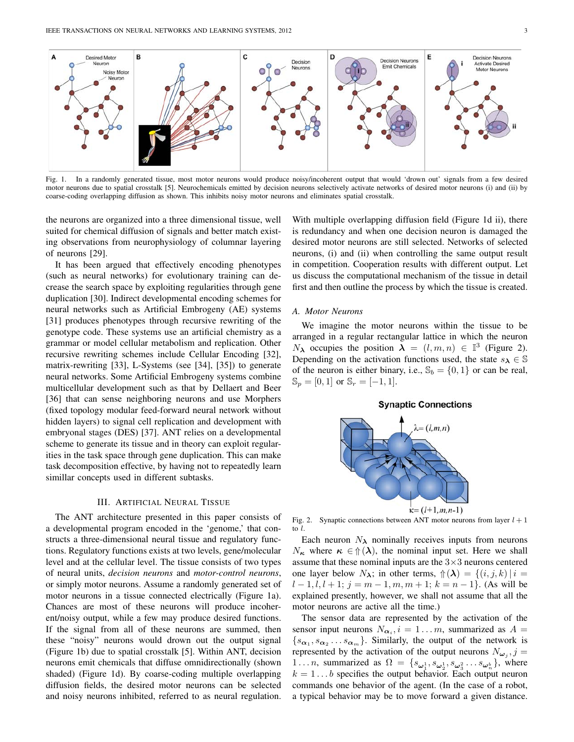Fig. 1. In a randomly generated tissue, most motor neurons would produce noisy/incoherent output that would 'drown out' signals from a few desired motor neurons due to spatial crosstalk [5]. Neurochemicals emitted by decision neurons selectively activate networks of desired motor neurons (i) and (ii) by coarse-coding overlapping diffusion as shown. This inhibits noisy motor neurons and eliminates spatial crosstalk.

the neurons are organized into a three dimensional tissue, well suited for chemical diffusion of signals and better match existing observations from neurophysiology of columnar layering of neurons [29].

It has been argued that effectively encoding phenotypes (such as neural networks) for evolutionary training can decrease the search space by exploiting regularities through gene duplication [30]. Indirect developmental encoding schemes for neural networks such as Artificial Embrogeny (AE) systems [31] produces phenotypes through recursive rewriting of the genotype code. These systems use an artificial chemistry as a grammar or model cellular metabolism and replication. Other recursive rewriting schemes include Cellular Encoding [32], matrix-rewriting [33], L-Systems (see [34], [35]) to generate neural networks. Some Artificial Embrogeny systems combine multicellular development such as that by Dellaert and Beer [36] that can sense neighboring neurons and use Morphers (fixed topology modular feed-forward neural network without hidden layers) to signal cell replication and development with embryonal stages (DES) [37]. ANT relies on a developmental scheme to generate its tissue and in theory can exploit regularities in the task space through gene duplication. This can make task decomposition effective, by having not to repeatedly learn simillar concepts used in different subtasks.

## III. Artificial Neural Tissue

The ANT architecture presented in this paper consists of a developmental program encoded in the 'genome,' that constructs a three-dimensional neural tissue and regulatory functions. Regulatory functions exists at two levels, gene/molecular level and at the cellular level. The tissue consists of two types of neural units, *decision neurons* and *motor-control neurons*, or simply motor neurons. Assume a randomly generated set of motor neurons in a tissue connected electrically (Figure 1a). Chances are most of these neurons will produce incoherent/noisy output, while a few may produce desired functions. If the signal from all of these neurons are summed, then these "noisy" neurons would drown out the output signal (Figure 1b) due to spatial crosstalk [5]. Within ANT, decision neurons emit chemicals that diffuse omnidirectionally (shown shaded) (Figure 1d). By coarse-coding multiple overlapping diffusion fields, the desired motor neurons can be selected and noisy neurons inhibited, referred to as neural regulation. With multiple overlapping diffusion field (Figure 1d ii), there is redundancy and when one decision neuron is damaged the desired motor neurons are still selected. Networks of selected neurons, (i) and (ii) when controlling the same output result in competition. Cooperation results with different output. Let us discuss the computational mechanism of the tissue in detail first and then outline the process by which the tissue is created.

### A. Motor Neurons

We imagine the motor neurons within the tissue to be arranged in a regular rectangular lattice in which the neuron $N_{\boldsymbol{\lambda}}$ occupies the position $\boldsymbol{\lambda} = (l, m, n) \in \mathbb{I}^3$ (Figure 2). Depending on the activation functions used, the state $s_{\boldsymbol{\lambda}} \in \mathbb{S}$ of the neuron is either binary, i.e., $\mathbb{S}_b = \{0, 1\}$ or can be real, $\mathbb{S}_p = [0, 1]$ or $\mathbb{S}_r = [-1, 1]$.

Fig. 2. Synaptic connections between ANT motor neurons from layer $l+1$ to $l$.

Each neuron $N_{\boldsymbol{\lambda}}$ nominally receives inputs from neurons $N_{\boldsymbol{\kappa}}$ where $\boldsymbol{\kappa} \in \Uparrow(\boldsymbol{\lambda})$, the nominal input set. Here we shall assume that these nominal inputs are the $3\times 3$ neurons centered one layer below $N_{\boldsymbol{\lambda}}$; in other terms, $\Uparrow(\boldsymbol{\lambda}) = \{(i, j, k) \,|\, i = l-1, l, l+1;\ j = m-1, m, m+1;\ k = n-1\}$. (As will be explained presently, however, we shall not assume that all the motor neurons are active all the time.)

The sensor data are represented by the activation of the sensor input neurons $N_{\boldsymbol{\alpha}_i}, i = 1 \ldots m$, summarized as $A = \{s_{\boldsymbol{\alpha}_1}, s_{\boldsymbol{\alpha}_2} \ldots s_{\boldsymbol{\alpha}_m}\}$. Similarly, the output of the network is represented by the activation of the output neurons $N_{\boldsymbol{\omega}_j}, j = 1 \ldots n$, summarized as $\Omega = \{s_{\boldsymbol{\omega}_1^1}, s_{\boldsymbol{\omega}_2^1}, s_{\boldsymbol{\omega}_3^2} \ldots s_{\boldsymbol{\omega}_n^b}\}$, where $k = 1 \ldots b$ specifies the output behavior. Each output neuron commands one behavior of the agent. (In the case of a robot, a typical behavior may be to move forward a given distance.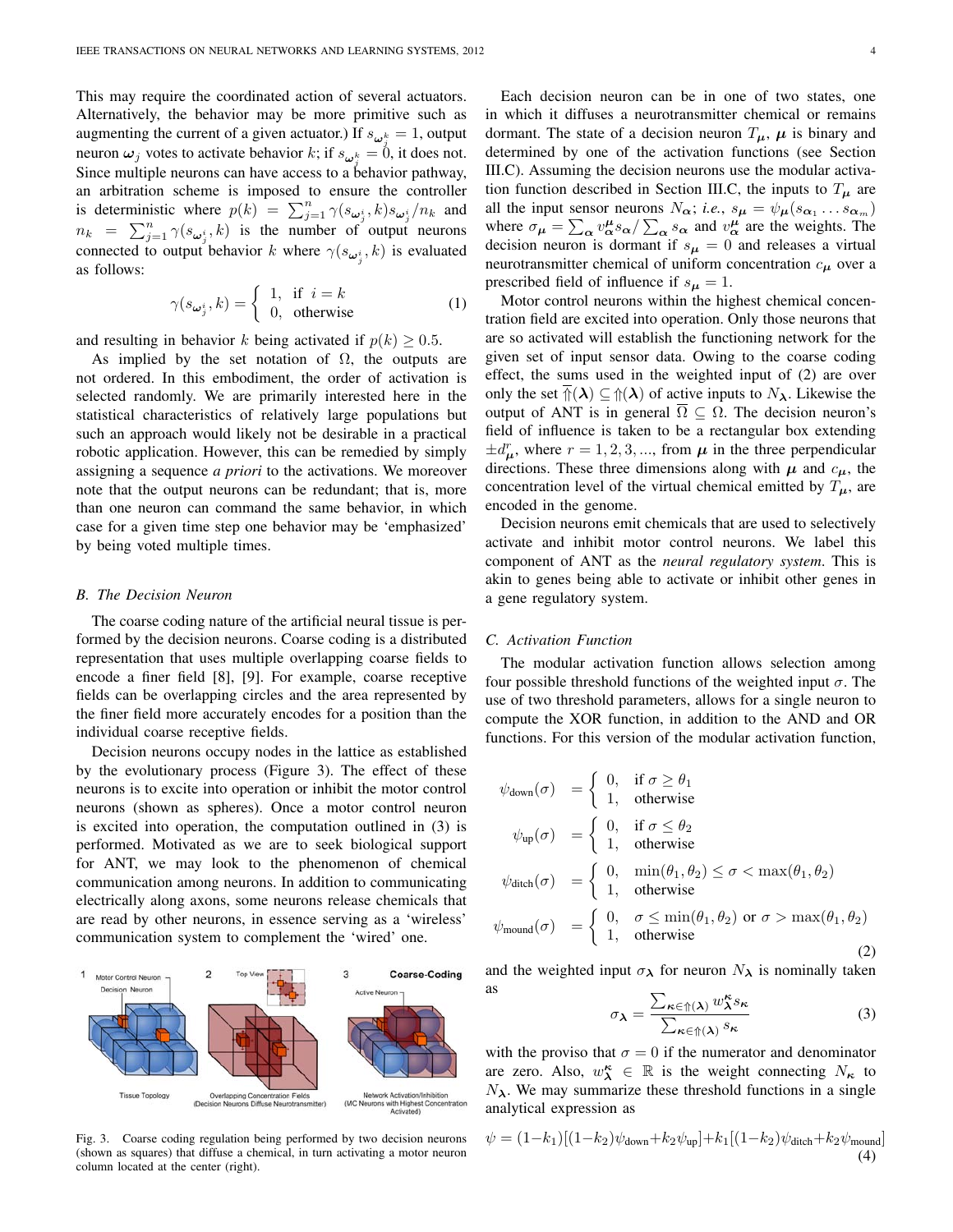This may require the coordinated action of several actuators. Alternatively, the behavior may be more primitive such as augmenting the current of a given actuator.) If $s_{\omega_j^k} = 1$, output neuron $\omega_j$ votes to activate behavior $k$; if $s_{\omega_j^k} = 0$, it does not. Since multiple neurons can have access to a behavior pathway, an arbitration scheme is imposed to ensure the controller is deterministic where $p(k) = \sum_{j=1}^{n} \gamma(s_{\omega_j^i}, k) s_{\omega_j^i} / n_k$ and $n_k = \sum_{j=1}^{n} \gamma(s_{\omega_j^i}, k)$ is the number of output neurons connected to output behavior $k$ where $\gamma(s_{\omega_j^i}, k)$ is evaluated as follows:

$$\gamma(s_{\omega_j^i}, k) = \begin{cases} 1, & \text{if } i = k \\ 0, & \text{otherwise} \end{cases} \tag{1}$$

and resulting in behavior $k$ being activated if $p(k) \geq 0.5$.

As implied by the set notation of $\Omega$, the outputs are not ordered. In this embodiment, the order of activation is selected randomly. We are primarily interested here in the statistical characteristics of relatively large populations but such an approach would likely not be desirable in a practical robotic application. However, this can be remedied by simply assigning a sequence *a priori* to the activations. We moreover note that the output neurons can be redundant; that is, more than one neuron can command the same behavior, in which case for a given time step one behavior may be 'emphasized' by being voted multiple times.

### B. The Decision Neuron

The coarse coding nature of the artificial neural tissue is performed by the decision neurons. Coarse coding is a distributed representation that uses multiple overlapping coarse fields to encode a finer field [8], [9]. For example, coarse receptive fields can be overlapping circles and the area represented by the finer field more accurately encodes for a position than the individual coarse receptive fields.

Decision neurons occupy nodes in the lattice as established by the evolutionary process (Figure 3). The effect of these neurons is to excite into operation or inhibit the motor control neurons (shown as spheres). Once a motor control neuron is excited into operation, the computation outlined in (3) is performed. Motivated as we are to seek biological support for ANT, we may look to the phenomenon of chemical communication among neurons. In addition to communicating electrically along axons, some neurons release chemicals that are read by other neurons, in essence serving as a 'wireless' communication system to complement the 'wired' one.

Fig. 3. Coarse coding regulation being performed by two decision neurons (shown as squares) that diffuse a chemical, in turn activating a motor neuron column located at the center (right).

Each decision neuron can be in one of two states, one in which it diffuses a neurotransmitter chemical or remains dormant. The state of a decision neuron $T_{\boldsymbol{\mu}}$, $\boldsymbol{\mu}$ is binary and determined by one of the activation functions (see Section III.C). Assuming the decision neurons use the modular activation function described in Section III.C, the inputs to $T_{\boldsymbol{\mu}}$ are all the input sensor neurons $N_{\boldsymbol{\alpha}}$; *i.e.*, $s_{\boldsymbol{\mu}} = \psi_{\boldsymbol{\mu}}(s_{\boldsymbol{\alpha}_1} \ldots s_{\boldsymbol{\alpha}_m})$ where $\sigma_{\boldsymbol{\mu}} = \sum_{\boldsymbol{\alpha}} v_{\boldsymbol{\alpha}}^{\boldsymbol{\mu}} s_{\boldsymbol{\alpha}} / \sum_{\boldsymbol{\alpha}} s_{\boldsymbol{\alpha}}$ and $v_{\boldsymbol{\alpha}}^{\boldsymbol{\mu}}$ are the weights. The decision neuron is dormant if $s_{\boldsymbol{\mu}} = 0$ and releases a virtual neurotransmitter chemical of uniform concentration $c_{\boldsymbol{\mu}}$ over a prescribed field of influence if $s_{\boldsymbol{\mu}} = 1$.

Motor control neurons within the highest chemical concentration field are excited into operation. Only those neurons that are so activated will establish the functioning network for the given set of input sensor data. Owing to the coarse coding effect, the sums used in the weighted input of (2) are over only the set $\overline{\Uparrow}(\boldsymbol{\lambda}) \subseteq \Uparrow(\boldsymbol{\lambda})$ of active inputs to $N_{\boldsymbol{\lambda}}$. Likewise the output of ANT is in general $\overline{\Omega} \subseteq \Omega$. The decision neuron's field of influence is taken to be a rectangular box extending $\pm d_{\boldsymbol{\mu}}^r$, where $r = 1, 2, 3, \ldots$, from $\boldsymbol{\mu}$ in the three perpendicular directions. These three dimensions along with $\boldsymbol{\mu}$ and $c_{\boldsymbol{\mu}}$, the concentration level of the virtual chemical emitted by $T_{\boldsymbol{\mu}}$, are encoded in the genome.

Decision neurons emit chemicals that are used to selectively activate and inhibit motor control neurons. We label this component of ANT as the *neural regulatory system*. This is akin to genes being able to activate or inhibit other genes in a gene regulatory system.

### C. Activation Function

The modular activation function allows selection among four possible threshold functions of the weighted input $\sigma$. The use of two threshold parameters, allows for a single neuron to compute the XOR function, in addition to the AND and OR functions. For this version of the modular activation function,

$$\begin{aligned}
\psi_{\text{down}}(\sigma) &= \begin{cases} 0, & \text{if } \sigma \geq \theta_1 \\ 1, & \text{otherwise} \end{cases} \\
\psi_{\text{up}}(\sigma) &= \begin{cases} 0, & \text{if } \sigma \leq \theta_2 \\ 1, & \text{otherwise} \end{cases} \\
\psi_{\text{ditch}}(\sigma) &= \begin{cases} 0, & \min(\theta_1, \theta_2) \leq \sigma < \max(\theta_1, \theta_2) \\ 1, & \text{otherwise} \end{cases} \\
\psi_{\text{mound}}(\sigma) &= \begin{cases} 0, & \sigma \leq \min(\theta_1, \theta_2) \text{ or } \sigma > \max(\theta_1, \theta_2) \\ 1, & \text{otherwise} \end{cases}
\end{aligned} \tag{2}$$

and the weighted input $\sigma_{\boldsymbol{\lambda}}$ for neuron $N_{\boldsymbol{\lambda}}$ is nominally taken as

$$\sigma_{\boldsymbol{\lambda}} = \frac{\sum_{\boldsymbol{\kappa} \in \Uparrow(\boldsymbol{\lambda})} w_{\boldsymbol{\lambda}}^{\boldsymbol{\kappa}} s_{\boldsymbol{\kappa}}}{\sum_{\boldsymbol{\kappa} \in \Uparrow(\boldsymbol{\lambda})} s_{\boldsymbol{\kappa}}} \tag{3}$$

with the proviso that $\sigma = 0$ if the numerator and denominator are zero. Also, $w_{\boldsymbol{\lambda}}^{\boldsymbol{\kappa}} \in \mathbb{R}$ is the weight connecting $N_{\boldsymbol{\kappa}}$ to $N_{\boldsymbol{\lambda}}$. We may summarize these threshold functions in a single analytical expression as

$$\psi = (1 - k_1)[(1 - k_2)\psi_{\text{down}} + k_2 \psi_{\text{up}}] + k_1[(1 - k_2)\psi_{\text{ditch}} + k_2 \psi_{\text{mound}}] \tag{4}$$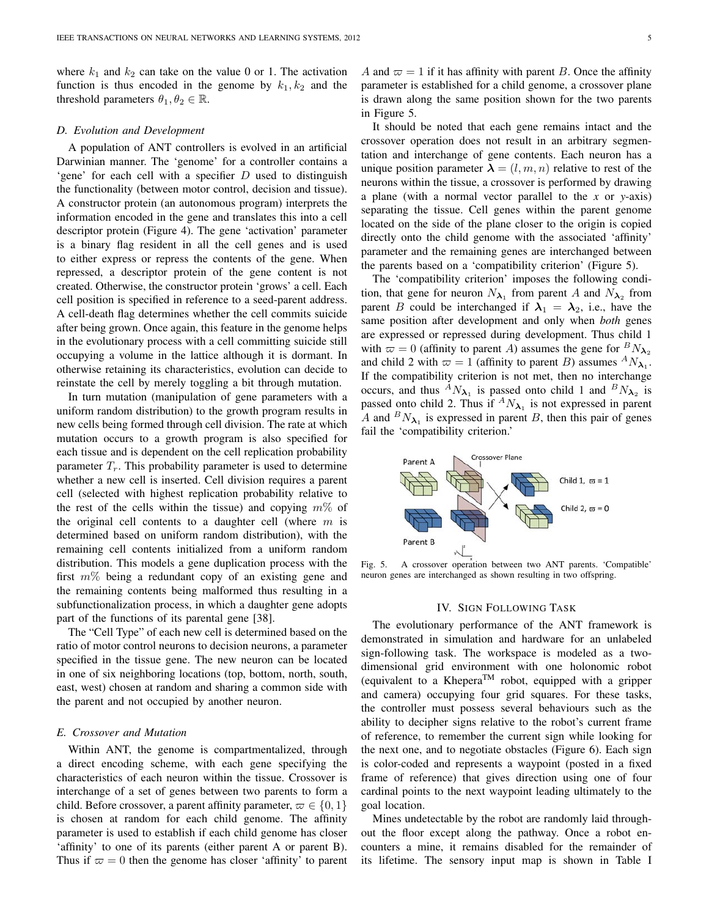where $k_1$ and $k_2$ can take on the value 0 or 1. The activation function is thus encoded in the genome by $k_1, k_2$ and the threshold parameters $\theta_1, \theta_2 \in \mathbb{R}$.

### D. Evolution and Development

A population of ANT controllers is evolved in an artificial Darwinian manner. The 'genome' for a controller contains a 'gene' for each cell with a specifier $D$ used to distinguish the functionality (between motor control, decision and tissue). A constructor protein (an autonomous program) interprets the information encoded in the gene and translates this into a cell descriptor protein (Figure 4). The gene 'activation' parameter is a binary flag resident in all the cell genes and is used to either express or repress the contents of the gene. When repressed, a descriptor protein of the gene content is not created. Otherwise, the constructor protein 'grows' a cell. Each cell position is specified in reference to a seed-parent address. A cell-death flag determines whether the cell commits suicide after being grown. Once again, this feature in the genome helps in the evolutionary process with a cell committing suicide still occupying a volume in the lattice although it is dormant. In otherwise retaining its characteristics, evolution can decide to reinstate the cell by merely toggling a bit through mutation.

In turn mutation (manipulation of gene parameters with a uniform random distribution) to the growth program results in new cells being formed through cell division. The rate at which mutation occurs to a growth program is also specified for each tissue and is dependent on the cell replication probability parameter $T_r$. This probability parameter is used to determine whether a new cell is inserted. Cell division requires a parent cell (selected with highest replication probability relative to the rest of the cells within the tissue) and copying $m\%$ of the original cell contents to a daughter cell (where $m$ is determined based on uniform random distribution), with the remaining cell contents initialized from a uniform random distribution. This models a gene duplication process with the first $m\%$ being a redundant copy of an existing gene and the remaining contents being malformed thus resulting in a subfunctionalization process, in which a daughter gene adopts part of the functions of its parental gene [38].

The "Cell Type" of each new cell is determined based on the ratio of motor control neurons to decision neurons, a parameter specified in the tissue gene. The new neuron can be located in one of six neighboring locations (top, bottom, north, south, east, west) chosen at random and sharing a common side with the parent and not occupied by another neuron.

### E. Crossover and Mutation

Within ANT, the genome is compartmentalized, through a direct encoding scheme, with each gene specifying the characteristics of each neuron within the tissue. Crossover is interchange of a set of genes between two parents to form a child. Before crossover, a parent affinity parameter, $\varpi \in \{0, 1\}$ is chosen at random for each child genome. The affinity parameter is used to establish if each child genome has closer 'affinity' to one of its parents (either parent A or parent B). Thus if $\varpi = 0$ then the genome has closer 'affinity' to parent $A$ and $\varpi = 1$ if it has affinity with parent $B$. Once the affinity parameter is established for a child genome, a crossover plane is drawn along the same position shown for the two parents in Figure 5.

It should be noted that each gene remains intact and the crossover operation does not result in an arbitrary segmentation and interchange of gene contents. Each neuron has a unique position parameter $\boldsymbol{\lambda} = (l, m, n)$ relative to rest of the neurons within the tissue, a crossover is performed by drawing a plane (with a normal vector parallel to the $x$ or $y$-axis) separating the tissue. Cell genes within the parent genome located on the side of the plane closer to the origin is copied directly onto the child genome with the associated 'affinity' parameter and the remaining genes are interchanged between the parents based on a 'compatibility criterion' (Figure 5).

The 'compatibility criterion' imposes the following condition, that gene for neuron $N_{\boldsymbol{\lambda}_1}$ from parent $A$ and $N_{\boldsymbol{\lambda}_2}$ from parent $B$ could be interchanged if $\boldsymbol{\lambda}_1 = \boldsymbol{\lambda}_2$, i.e., have the same position after development and only when *both* genes are expressed or repressed during development. Thus child 1 with $\varpi = 0$ (affinity to parent $A$) assumes the gene for ${}^{B}N_{\boldsymbol{\lambda}_2}$ and child 2 with $\varpi = 1$ (affinity to parent $B$) assumes ${}^{A}N_{\boldsymbol{\lambda}_1}$. If the compatibility criterion is not met, then no interchange occurs, and thus ${}^{A}N_{\boldsymbol{\lambda}_1}$ is passed onto child 1 and ${}^{B}N_{\boldsymbol{\lambda}_2}$ is passed onto child 2. Thus if ${}^{A}N_{\boldsymbol{\lambda}_1}$ is not expressed in parent $A$ and ${}^{B}N_{\boldsymbol{\lambda}_1}$ is expressed in parent $B$, then this pair of genes fail the 'compatibility criterion.'

Fig. 5. A crossover operation between two ANT parents. 'Compatible' neuron genes are interchanged as shown resulting in two offspring.

## IV. Sign Following Task

The evolutionary performance of the ANT framework is demonstrated in simulation and hardware for an unlabeled sign-following task. The workspace is modeled as a two-dimensional grid environment with one holonomic robot (equivalent to a Khepera™ robot, equipped with a gripper and camera) occupying four grid squares. For these tasks, the controller must possess several behaviours such as the ability to decipher signs relative to the robot's current frame of reference, to remember the current sign while looking for the next one, and to negotiate obstacles (Figure 6). Each sign is color-coded and represents a waypoint (posted in a fixed frame of reference) that gives direction using one of four cardinal points to the next waypoint leading ultimately to the goal location.

Mines undetectable by the robot are randomly laid throughout the floor except along the pathway. Once a robot encounters a mine, it remains disabled for the remainder of its lifetime. The sensory input map is shown in Table I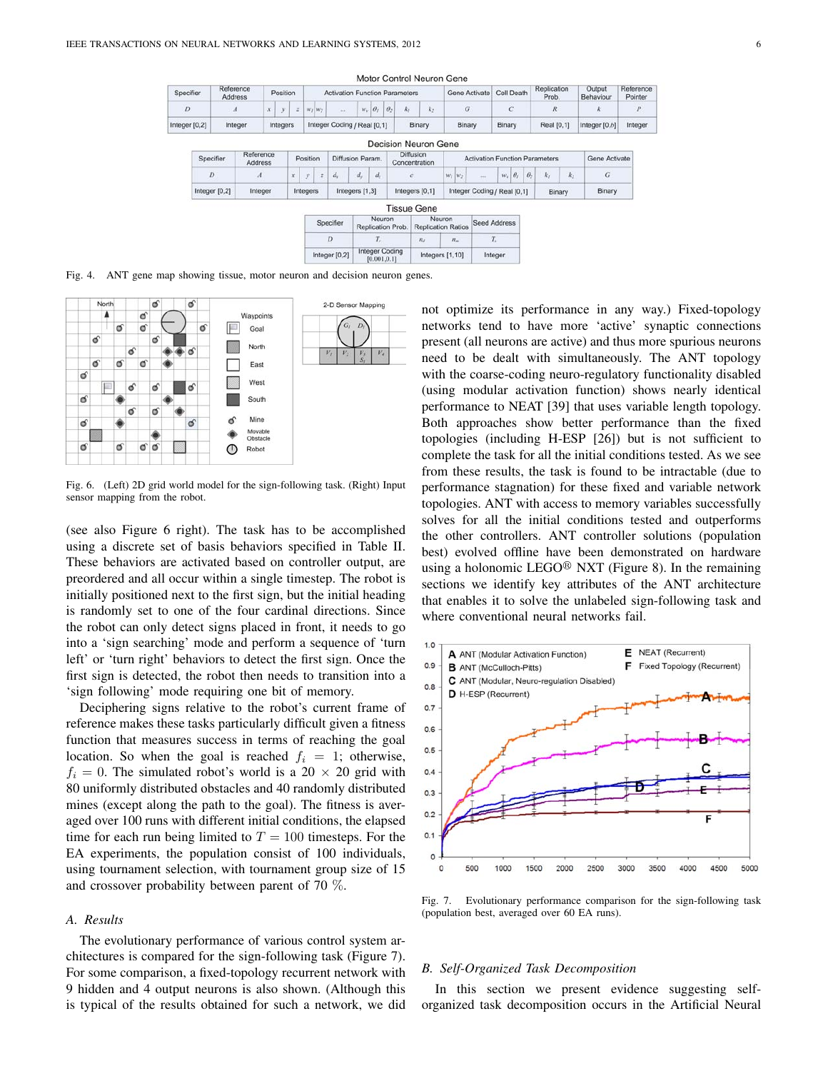Motor Control Neuron Gene

| Specifier | Reference Address | Position | | | Activation Function Parameters | | | | | | | | Gene Activate | Cell Death | Replication Prob. | Output Behaviour | Reference Pointer |
|---|---|---|---|---|---|---|---|---|---|---|---|---|---|---|---|---|---|
| $D$ | $A$ | $x$ | $y$ | $z$ | $w_1$ | $w_2$ | ... | $w_n$ | $\theta_1$ | $\theta_2$ | $k_1$ | $k_2$ | $G$ | $C$ | $R$ | $k$ | $P$ |
| Integer [0,2] | Integer | Integers | | | Integer Coding / Real [0,1] | | | | | | Binary | | Binary | Binary | Real [0,1] | Integer [0,b] | Integer |

Decision Neuron Gene

| Specifier | Reference Address | Position | | | Diffusion Param. | | | Diffusion Concentration | Activation Function Parameters | | | | | | | | Gene Activate |
|---|---|---|---|---|---|---|---|---|---|---|---|---|---|---|---|---|---|
| $D$ | $A$ | $x$ | $y$ | $z$ | $d_x$ | $d_y$ | $d_z$ | $c$ | $w_1$ | $w_2$ | ... | $w_n$ | $\theta_1$ | $\theta_2$ | $k_1$ | $k_2$ | $G$ |
| Integer [0,2] | Integer | Integers | | | Integers [1,3] | | | Integers [0,1] | Integer Coding / Real [0,1] | | | | | | Binary | | Binary |

Tissue Gene

| Specifier | Neuron Replication Prob. | Neuron Replication Ratios | | Seed Address |
|---|---|---|---|---|
| $D$ | $T_r$ | $n_d$ | $n_m$ | $T_s$ |
| Integer [0,2] | Integer Coding [0.001,0.1] | Integers [1,10] | | Integer |

Fig. 4. ANT gene map showing tissue, motor neuron and decision neuron genes.

Fig. 6. (Left) 2D grid world model for the sign-following task. (Right) Input sensor mapping from the robot.

(see also Figure 6 right). The task has to be accomplished using a discrete set of basis behaviors specified in Table II. These behaviors are activated based on controller output, are preordered and all occur within a single timestep. The robot is initially positioned next to the first sign, but the initial heading is randomly set to one of the four cardinal directions. Since the robot can only detect signs placed in front, it needs to go into a 'sign searching' mode and perform a sequence of 'turn left' or 'turn right' behaviors to detect the first sign. Once the first sign is detected, the robot then needs to transition into a 'sign following' mode requiring one bit of memory.

Deciphering signs relative to the robot's current frame of reference makes these tasks particularly difficult given a fitness function that measures success in terms of reaching the goal location. So when the goal is reached $f_i = 1$; otherwise, $f_i = 0$. The simulated robot's world is a $20 \times 20$ grid with 80 uniformly distributed obstacles and 40 randomly distributed mines (except along the path to the goal). The fitness is averaged over 100 runs with different initial conditions, the elapsed time for each run being limited to $T = 100$ timesteps. For the EA experiments, the population consist of 100 individuals, using tournament selection, with tournament group size of 15 and crossover probability between parent of 70 %.

### A. Results

The evolutionary performance of various control system architectures is compared for the sign-following task (Figure 7). For some comparison, a fixed-topology recurrent network with 9 hidden and 4 output neurons is also shown. (Although this is typical of the results obtained for such a network, we did not optimize its performance in any way.) Fixed-topology networks tend to have more 'active' synaptic connections present (all neurons are active) and thus more spurious neurons need to be dealt with simultaneously. The ANT topology with the coarse-coding neuro-regulatory functionality disabled (using modular activation function) shows nearly identical performance to NEAT [39] that uses variable length topology. Both approaches show better performance than the fixed topologies (including H-ESP [26]) but is not sufficient to complete the task for all the initial conditions tested. As we see from these results, the task is found to be intractable (due to performance stagnation) for these fixed and variable network topologies. ANT with access to memory variables successfully solves for all the initial conditions tested and outperforms the other controllers. ANT controller solutions (population best) evolved offline have been demonstrated on hardware using a holonomic LEGO® NXT (Figure 8). In the remaining sections we identify key attributes of the ANT architecture that enables it to solve the unlabeled sign-following task and where conventional neural networks fail.

Fig. 7. Evolutionary performance comparison for the sign-following task (population best, averaged over 60 EA runs).

### B. Self-Organized Task Decomposition

In this section we present evidence suggesting self-organized task decomposition occurs in the Artificial Neural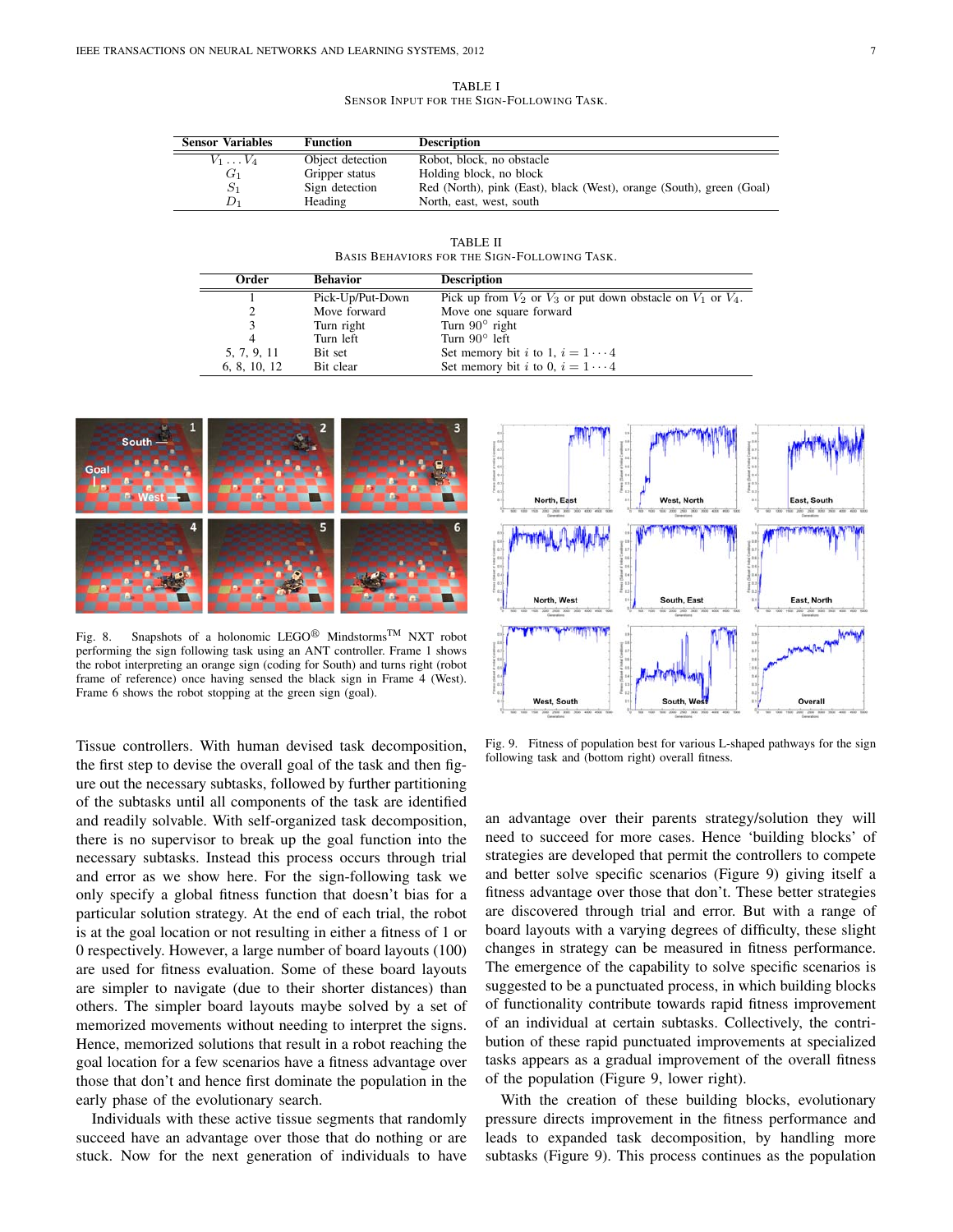TABLE I
Sensor Input for the Sign-Following Task.

| Sensor Variables | Function | Description |
|---|---|---|
| $V_1 \ldots V_4$ | Object detection | Robot, block, no obstacle |
| $G_1$ | Gripper status | Holding block, no block |
| $S_1$ | Sign detection | Red (North), pink (East), black (West), orange (South), green (Goal) |
| $D_1$ | Heading | North, east, west, south |

TABLE II
Basis Behaviors for the Sign-Following Task.

| Order | Behavior | Description |
|---|---|---|
| 1 | Pick-Up/Put-Down | Pick up from $V_2$ or $V_3$ or put down obstacle on $V_1$ or $V_4$. |
| 2 | Move forward | Move one square forward |
| 3 | Turn right | Turn 90° right |
| 4 | Turn left | Turn 90° left |
| 5, 7, 9, 11 | Bit set | Set memory bit $i$ to 1, $i = 1 \cdots 4$ |
| 6, 8, 10, 12 | Bit clear | Set memory bit $i$ to 0, $i = 1 \cdots 4$ |

Fig. 8. Snapshots of a holonomic LEGO® Mindstorms™ NXT robot performing the sign following task using an ANT controller. Frame 1 shows the robot interpreting an orange sign (coding for South) and turns right (robot frame of reference) once having sensed the black sign in Frame 4 (West). Frame 6 shows the robot stopping at the green sign (goal).

Fig. 9. Fitness of population best for various L-shaped pathways for the sign following task and (bottom right) overall fitness.

Tissue controllers. With human devised task decomposition, the first step to devise the overall goal of the task and then figure out the necessary subtasks, followed by further partitioning of the subtasks until all components of the task are identified and readily solvable. With self-organized task decomposition, there is no supervisor to break up the goal function into the necessary subtasks. Instead this process occurs through trial and error as we show here. For the sign-following task we only specify a global fitness function that doesn't bias for a particular solution strategy. At the end of each trial, the robot is at the goal location or not resulting in either a fitness of 1 or 0 respectively. However, a large number of board layouts (100) are used for fitness evaluation. Some of these board layouts are simpler to navigate (due to their shorter distances) than others. The simpler board layouts maybe solved by a set of memorized movements without needing to interpret the signs. Hence, memorized solutions that result in a robot reaching the goal location for a few scenarios have a fitness advantage over those that don't and hence first dominate the population in the early phase of the evolutionary search.

Individuals with these active tissue segments that randomly succeed have an advantage over those that do nothing or are stuck. Now for the next generation of individuals to have an advantage over their parents strategy/solution they will need to succeed for more cases. Hence 'building blocks' of strategies are developed that permit the controllers to compete and better solve specific scenarios (Figure 9) giving itself a fitness advantage over those that don't. These better strategies are discovered through trial and error. But with a range of board layouts with a varying degrees of difficulty, these slight changes in strategy can be measured in fitness performance. The emergence of the capability to solve specific scenarios is suggested to be a punctuated process, in which building blocks of functionality contribute towards rapid fitness improvement of an individual at certain subtasks. Collectively, the contribution of these rapid punctuated improvements at specialized tasks appears as a gradual improvement of the overall fitness of the population (Figure 9, lower right).

With the creation of these building blocks, evolutionary pressure directs improvement in the fitness performance and leads to expanded task decomposition, by handling more subtasks (Figure 9). This process continues as the population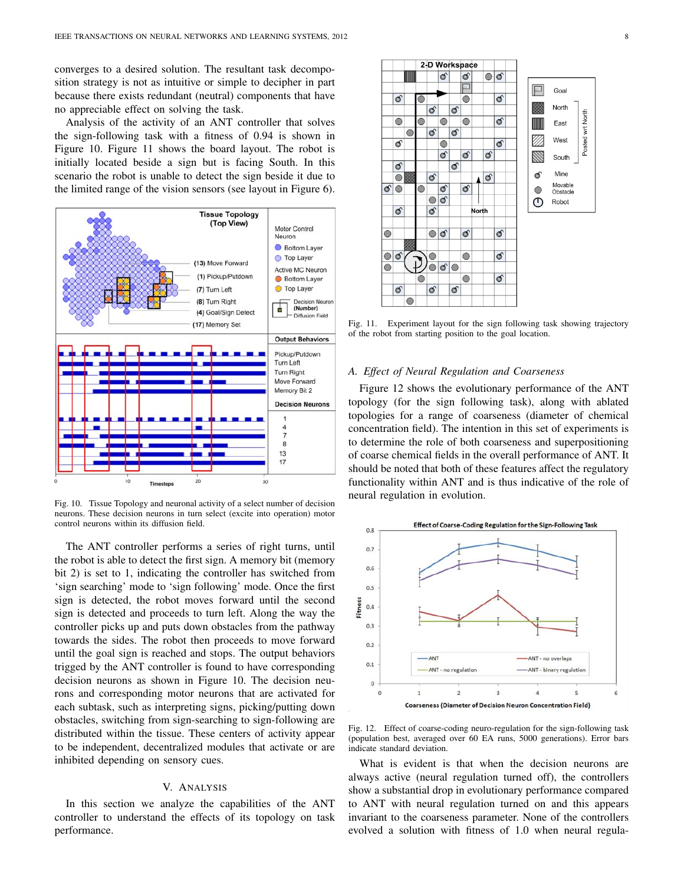converges to a desired solution. The resultant task decomposition strategy is not as intuitive or simple to decipher in part because there exists redundant (neutral) components that have no appreciable effect on solving the task.

Analysis of the activity of an ANT controller that solves the sign-following task with a fitness of 0.94 is shown in Figure 10. Figure 11 shows the board layout. The robot is initially located beside a sign but is facing South. In this scenario the robot is unable to detect the sign beside it due to the limited range of the vision sensors (see layout in Figure 6).

Fig. 10. Tissue Topology and neuronal activity of a select number of decision neurons. These decision neurons in turn select (excite into operation) motor control neurons within its diffusion field.

The ANT controller performs a series of right turns, until the robot is able to detect the first sign. A memory bit (memory bit 2) is set to 1, indicating the controller has switched from 'sign searching' mode to 'sign following' mode. Once the first sign is detected, the robot moves forward until the second sign is detected and proceeds to turn left. Along the way the controller picks up and puts down obstacles from the pathway towards the sides. The robot then proceeds to move forward until the goal sign is reached and stops. The output behaviors trigged by the ANT controller is found to have corresponding decision neurons as shown in Figure 10. The decision neurons and corresponding motor neurons that are activated for each subtask, such as interpreting signs, picking/putting down obstacles, switching from sign-searching to sign-following are distributed within the tissue. These centers of activity appear to be independent, decentralized modules that activate or are inhibited depending on sensory cues.

## V. Analysis

In this section we analyze the capabilities of the ANT controller to understand the effects of its topology on task performance.

Fig. 11. Experiment layout for the sign following task showing trajectory of the robot from starting position to the goal location.

### A. *Effect of Neural Regulation and Coarseness*

Figure 12 shows the evolutionary performance of the ANT topology (for the sign following task), along with ablated topologies for a range of coarseness (diameter of chemical concentration field). The intention in this set of experiments is to determine the role of both coarseness and superpositioning of coarse chemical fields in the overall performance of ANT. It should be noted that both of these features affect the regulatory functionality within ANT and is thus indicative of the role of neural regulation in evolution.

Fig. 12. Effect of coarse-coding neuro-regulation for the sign-following task (population best, averaged over 60 EA runs, 5000 generations). Error bars indicate standard deviation.

What is evident is that when the decision neurons are always active (neural regulation turned off), the controllers show a substantial drop in evolutionary performance compared to ANT with neural regulation turned on and this appears invariant to the coarseness parameter. None of the controllers evolved a solution with fitness of 1.0 when neural regula-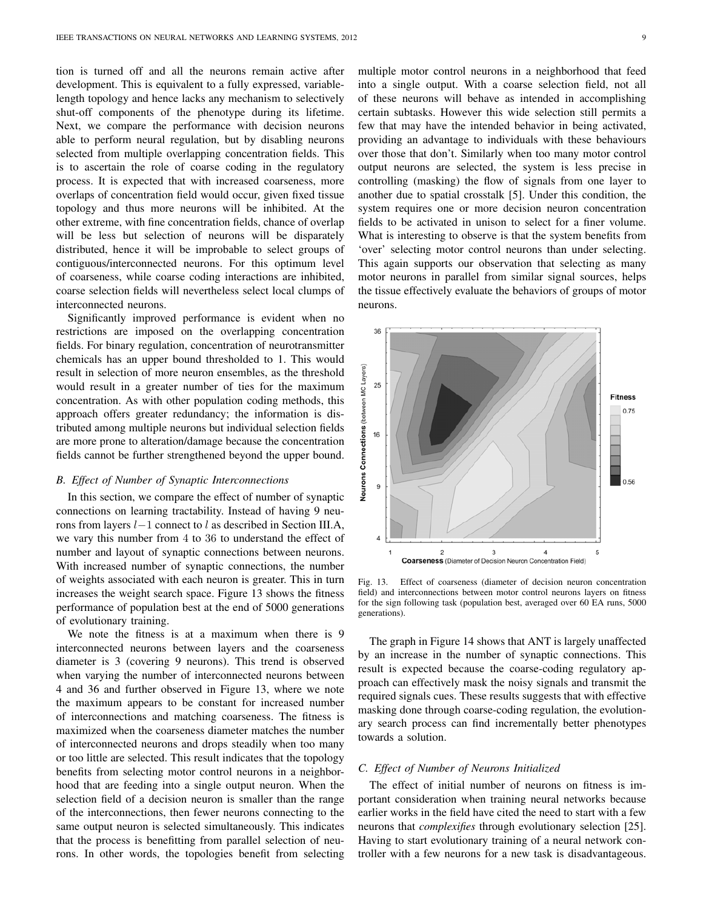tion is turned off and all the neurons remain active after development. This is equivalent to a fully expressed, variable-length topology and hence lacks any mechanism to selectively shut-off components of the phenotype during its lifetime. Next, we compare the performance with decision neurons able to perform neural regulation, but by disabling neurons selected from multiple overlapping concentration fields. This is to ascertain the role of coarse coding in the regulatory process. It is expected that with increased coarseness, more overlaps of concentration field would occur, given fixed tissue topology and thus more neurons will be inhibited. At the other extreme, with fine concentration fields, chance of overlap will be less but selection of neurons will be disparately distributed, hence it will be improbable to select groups of contiguous/interconnected neurons. For this optimum level of coarseness, while coarse coding interactions are inhibited, coarse selection fields will nevertheless select local clumps of interconnected neurons.

Significantly improved performance is evident when no restrictions are imposed on the overlapping concentration fields. For binary regulation, concentration of neurotransmitter chemicals has an upper bound thresholded to 1. This would result in selection of more neuron ensembles, as the threshold would result in a greater number of ties for the maximum concentration. As with other population coding methods, this approach offers greater redundancy; the information is distributed among multiple neurons but individual selection fields are more prone to alteration/damage because the concentration fields cannot be further strengthened beyond the upper bound.

### B. Effect of Number of Synaptic Interconnections

In this section, we compare the effect of number of synaptic connections on learning tractability. Instead of having 9 neurons from layers $l-1$ connect to $l$ as described in Section III.A, we vary this number from 4 to 36 to understand the effect of number and layout of synaptic connections between neurons. With increased number of synaptic connections, the number of weights associated with each neuron is greater. This in turn increases the weight search space. Figure 13 shows the fitness performance of population best at the end of 5000 generations of evolutionary training.

We note the fitness is at a maximum when there is 9 interconnected neurons between layers and the coarseness diameter is 3 (covering 9 neurons). This trend is observed when varying the number of interconnected neurons between 4 and 36 and further observed in Figure 13, where we note the maximum appears to be constant for increased number of interconnections and matching coarseness. The fitness is maximized when the coarseness diameter matches the number of interconnected neurons and drops steadily when too many or too little are selected. This result indicates that the topology benefits from selecting motor control neurons in a neighborhood that are feeding into a single output neuron. When the selection field of a decision neuron is smaller than the range of the interconnections, then fewer neurons connecting to the same output neuron is selected simultaneously. This indicates that the process is benefitting from parallel selection of neurons. In other words, the topologies benefit from selecting multiple motor control neurons in a neighborhood that feed into a single output. With a coarse selection field, not all of these neurons will behave as intended in accomplishing certain subtasks. However this wide selection still permits a few that may have the intended behavior in being activated, providing an advantage to individuals with these behaviours over those that don't. Similarly when too many motor control output neurons are selected, the system is less precise in controlling (masking) the flow of signals from one layer to another due to spatial crosstalk [5]. Under this condition, the system requires one or more decision neuron concentration fields to be activated in unison to select for a finer volume. What is interesting to observe is that the system benefits from 'over' selecting motor control neurons than under selecting. This again supports our observation that selecting as many motor neurons in parallel from similar signal sources, helps the tissue effectively evaluate the behaviors of groups of motor neurons.

Fig. 13. Effect of coarseness (diameter of decision neuron concentration field) and interconnections between motor control neurons layers on fitness for the sign following task (population best, averaged over 60 EA runs, 5000 generations).

The graph in Figure 14 shows that ANT is largely unaffected by an increase in the number of synaptic connections. This result is expected because the coarse-coding regulatory approach can effectively mask the noisy signals and transmit the required signals cues. These results suggests that with effective masking done through coarse-coding regulation, the evolutionary search process can find incrementally better phenotypes towards a solution.

### C. Effect of Number of Neurons Initialized

The effect of initial number of neurons on fitness is important consideration when training neural networks because earlier works in the field have cited the need to start with a few neurons that *complexifies* through evolutionary selection [25]. Having to start evolutionary training of a neural network controller with a few neurons for a new task is disadvantageous.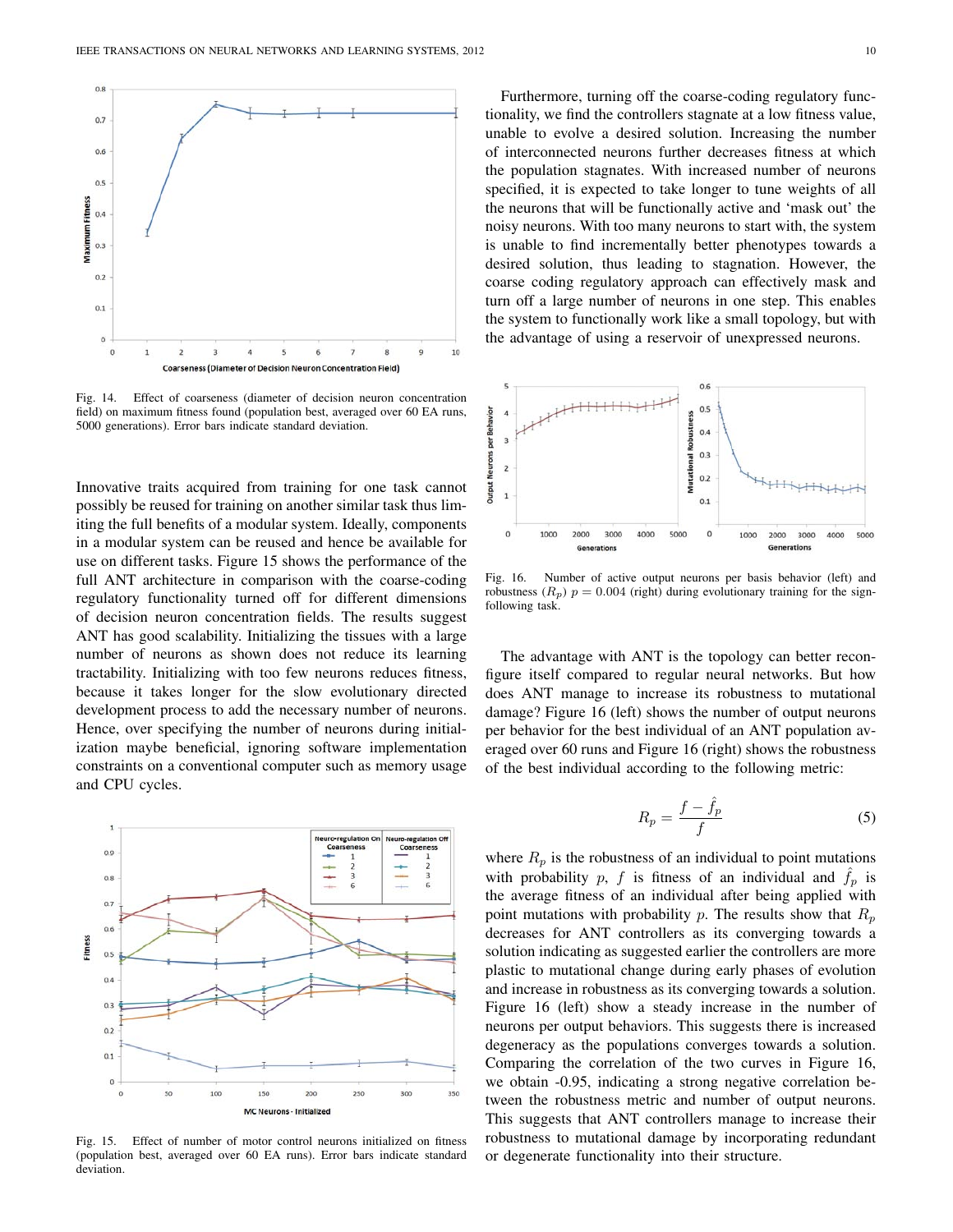Fig. 14. Effect of coarseness (diameter of decision neuron concentration field) on maximum fitness found (population best, averaged over 60 EA runs, 5000 generations). Error bars indicate standard deviation.

Innovative traits acquired from training for one task cannot possibly be reused for training on another similar task thus limiting the full benefits of a modular system. Ideally, components in a modular system can be reused and hence be available for use on different tasks. Figure 15 shows the performance of the full ANT architecture in comparison with the coarse-coding regulatory functionality turned off for different dimensions of decision neuron concentration fields. The results suggest ANT has good scalability. Initializing the tissues with a large number of neurons as shown does not reduce its learning tractability. Initializing with too few neurons reduces fitness, because it takes longer for the slow evolutionary directed development process to add the necessary number of neurons. Hence, over specifying the number of neurons during initialization maybe beneficial, ignoring software implementation constraints on a conventional computer such as memory usage and CPU cycles.

Fig. 15. Effect of number of motor control neurons initialized on fitness (population best, averaged over 60 EA runs). Error bars indicate standard deviation.

Furthermore, turning off the coarse-coding regulatory functionality, we find the controllers stagnate at a low fitness value, unable to evolve a desired solution. Increasing the number of interconnected neurons further decreases fitness at which the population stagnates. With increased number of neurons specified, it is expected to take longer to tune weights of all the neurons that will be functionally active and 'mask out' the noisy neurons. With too many neurons to start with, the system is unable to find incrementally better phenotypes towards a desired solution, thus leading to stagnation. However, the coarse coding regulatory approach can effectively mask and turn off a large number of neurons in one step. This enables the system to functionally work like a small topology, but with the advantage of using a reservoir of unexpressed neurons.

Fig. 16. Number of active output neurons per basis behavior (left) and robustness ($R_p$) $p = 0.004$ (right) during evolutionary training for the sign-following task.

The advantage with ANT is the topology can better reconfigure itself compared to regular neural networks. But how does ANT manage to increase its robustness to mutational damage? Figure 16 (left) shows the number of output neurons per behavior for the best individual of an ANT population averaged over 60 runs and Figure 16 (right) shows the robustness of the best individual according to the following metric:

$$R_p = \frac{f - \hat{f}_p}{f} \quad (5)$$

where $R_p$ is the robustness of an individual to point mutations with probability $p$, $f$ is fitness of an individual and $\hat{f}_p$ is the average fitness of an individual after being applied with point mutations with probability $p$. The results show that $R_p$ decreases for ANT controllers as its converging towards a solution indicating as suggested earlier the controllers are more plastic to mutational change during early phases of evolution and increase in robustness as its converging towards a solution. Figure 16 (left) show a steady increase in the number of neurons per output behaviors. This suggests there is increased degeneracy as the populations converges towards a solution. Comparing the correlation of the two curves in Figure 16, we obtain -0.95, indicating a strong negative correlation between the robustness metric and number of output neurons. This suggests that ANT controllers manage to increase their robustness to mutational damage by incorporating redundant or degenerate functionality into their structure.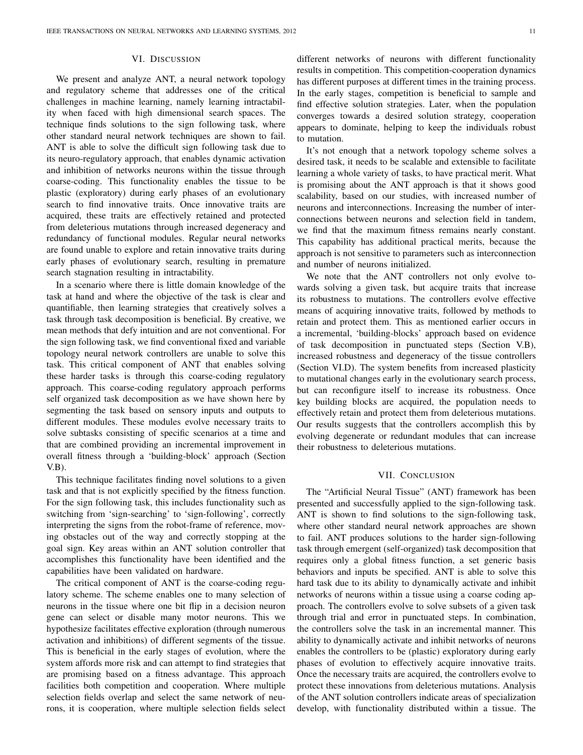## VI. Discussion

We present and analyze ANT, a neural network topology and regulatory scheme that addresses one of the critical challenges in machine learning, namely learning intractability when faced with high dimensional search spaces. The technique finds solutions to the sign following task, where other standard neural network techniques are shown to fail. ANT is able to solve the difficult sign following task due to its neuro-regulatory approach, that enables dynamic activation and inhibition of networks neurons within the tissue through coarse-coding. This functionality enables the tissue to be plastic (exploratory) during early phases of an evolutionary search to find innovative traits. Once innovative traits are acquired, these traits are effectively retained and protected from deleterious mutations through increased degeneracy and redundancy of functional modules. Regular neural networks are found unable to explore and retain innovative traits during early phases of evolutionary search, resulting in premature search stagnation resulting in intractability.

In a scenario where there is little domain knowledge of the task at hand and where the objective of the task is clear and quantifiable, then learning strategies that creatively solves a task through task decomposition is beneficial. By creative, we mean methods that defy intuition and are not conventional. For the sign following task, we find conventional fixed and variable topology neural network controllers are unable to solve this task. This critical component of ANT that enables solving these harder tasks is through this coarse-coding regulatory approach. This coarse-coding regulatory approach performs self organized task decomposition as we have shown here by segmenting the task based on sensory inputs and outputs to different modules. These modules evolve necessary traits to solve subtasks consisting of specific scenarios at a time and that are combined providing an incremental improvement in overall fitness through a 'building-block' approach (Section V.B).

This technique facilitates finding novel solutions to a given task and that is not explicitly specified by the fitness function. For the sign following task, this includes functionality such as switching from 'sign-searching' to 'sign-following', correctly interpreting the signs from the robot-frame of reference, moving obstacles out of the way and correctly stopping at the goal sign. Key areas within an ANT solution controller that accomplishes this functionality have been identified and the capabilities have been validated on hardware.

The critical component of ANT is the coarse-coding regulatory scheme. The scheme enables one to many selection of neurons in the tissue where one bit flip in a decision neuron gene can select or disable many motor neurons. This we hypothesize facilitates effective exploration (through numerous activation and inhibitions) of different segments of the tissue. This is beneficial in the early stages of evolution, where the system affords more risk and can attempt to find strategies that are promising based on a fitness advantage. This approach facilities both competition and cooperation. Where multiple selection fields overlap and select the same network of neurons, it is cooperation, where multiple selection fields select different networks of neurons with different functionality results in competition. This competition-cooperation dynamics has different purposes at different times in the training process. In the early stages, competition is beneficial to sample and find effective solution strategies. Later, when the population converges towards a desired solution strategy, cooperation appears to dominate, helping to keep the individuals robust to mutation.

It's not enough that a network topology scheme solves a desired task, it needs to be scalable and extensible to facilitate learning a whole variety of tasks, to have practical merit. What is promising about the ANT approach is that it shows good scalability, based on our studies, with increased number of neurons and interconnections. Increasing the number of interconnections between neurons and selection field in tandem, we find that the maximum fitness remains nearly constant. This capability has additional practical merits, because the approach is not sensitive to parameters such as interconnection and number of neurons initialized.

We note that the ANT controllers not only evolve towards solving a given task, but acquire traits that increase its robustness to mutations. The controllers evolve effective means of acquiring innovative traits, followed by methods to retain and protect them. This as mentioned earlier occurs in a incremental, 'building-blocks' approach based on evidence of task decomposition in punctuated steps (Section V.B), increased robustness and degeneracy of the tissue controllers (Section VI.D). The system benefits from increased plasticity to mutational changes early in the evolutionary search process, but can reconfigure itself to increase its robustness. Once key building blocks are acquired, the population needs to effectively retain and protect them from deleterious mutations. Our results suggests that the controllers accomplish this by evolving degenerate or redundant modules that can increase their robustness to deleterious mutations.

## VII. Conclusion

The "Artificial Neural Tissue" (ANT) framework has been presented and successfully applied to the sign-following task. ANT is shown to find solutions to the sign-following task, where other standard neural network approaches are shown to fail. ANT produces solutions to the harder sign-following task through emergent (self-organized) task decomposition that requires only a global fitness function, a set generic basis behaviors and inputs be specified. ANT is able to solve this hard task due to its ability to dynamically activate and inhibit networks of neurons within a tissue using a coarse coding approach. The controllers evolve to solve subsets of a given task through trial and error in punctuated steps. In combination, the controllers solve the task in an incremental manner. This ability to dynamically activate and inhibit networks of neurons enables the controllers to be (plastic) exploratory during early phases of evolution to effectively acquire innovative traits. Once the necessary traits are acquired, the controllers evolve to protect these innovations from deleterious mutations. Analysis of the ANT solution controllers indicate areas of specialization develop, with functionality distributed within a tissue. The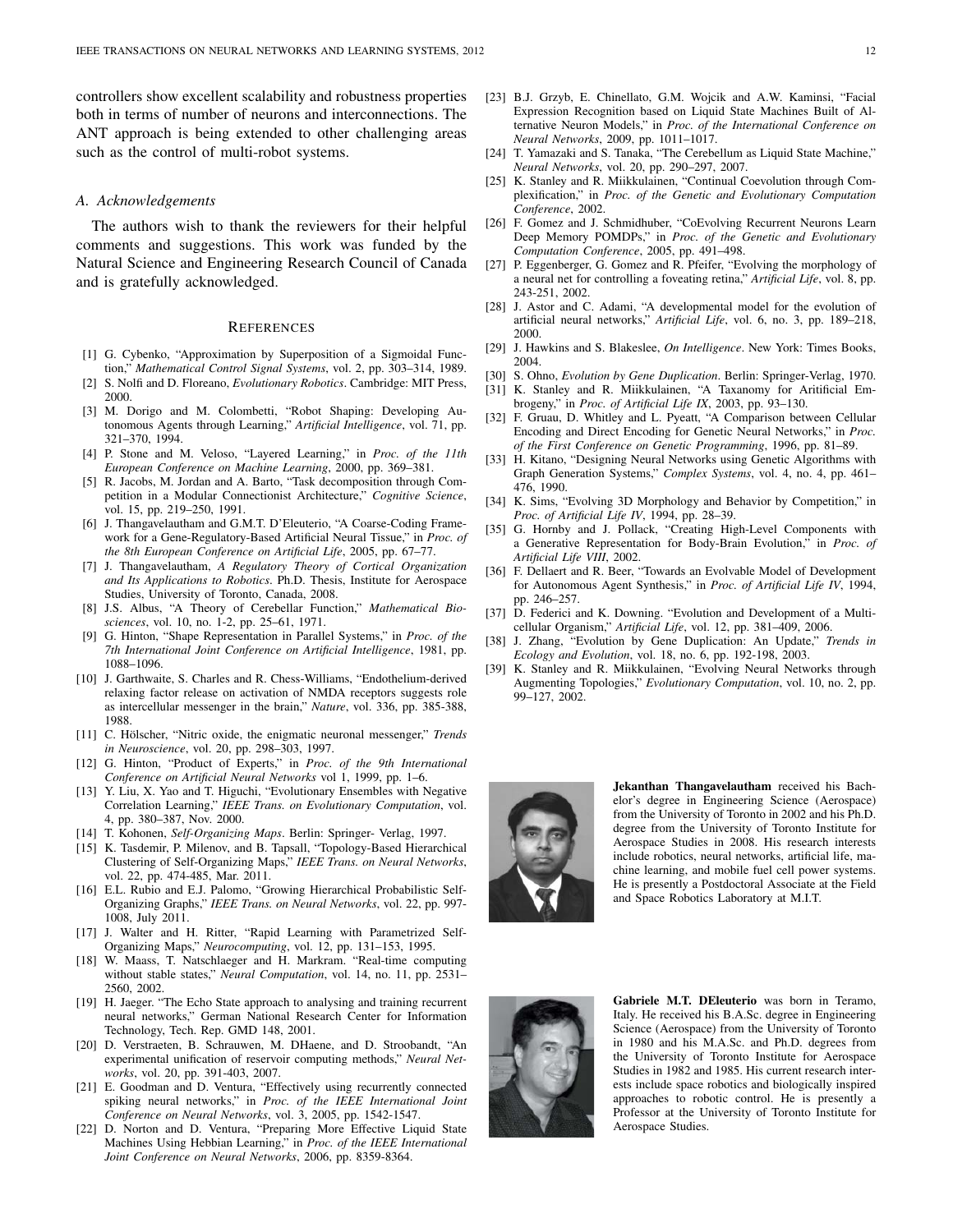controllers show excellent scalability and robustness properties both in terms of number of neurons and interconnections. The ANT approach is being extended to other challenging areas such as the control of multi-robot systems.

### A. Acknowledgements

The authors wish to thank the reviewers for their helpful comments and suggestions. This work was funded by the Natural Science and Engineering Research Council of Canada and is gratefully acknowledged.

## REFERENCES

[1] G. Cybenko, "Approximation by Superposition of a Sigmoidal Function," *Mathematical Control Signal Systems*, vol. 2, pp. 303–314, 1989.

[2] S. Nolfi and D. Floreano, *Evolutionary Robotics*. Cambridge: MIT Press, 2000.

[3] M. Dorigo and M. Colombetti, "Robot Shaping: Developing Autonomous Agents through Learning," *Artificial Intelligence*, vol. 71, pp. 321–370, 1994.

[4] P. Stone and M. Veloso, "Layered Learning," in *Proc. of the 11th European Conference on Machine Learning*, 2000, pp. 369–381.

[5] R. Jacobs, M. Jordan and A. Barto, "Task decomposition through Competition in a Modular Connectionist Architecture," *Cognitive Science*, vol. 15, pp. 219–250, 1991.

[6] J. Thangavelautham and G.M.T. D'Eleuterio, "A Coarse-Coding Framework for a Gene-Regulatory-Based Artificial Neural Tissue," in *Proc. of the 8th European Conference on Artificial Life*, 2005, pp. 67–77.

[7] J. Thangavelautham, *A Regulatory Theory of Cortical Organization and Its Applications to Robotics*. Ph.D. Thesis, Institute for Aerospace Studies, University of Toronto, Canada, 2008.

[8] J.S. Albus, "A Theory of Cerebellar Function," *Mathematical Biosciences*, vol. 10, no. 1-2, pp. 25–61, 1971.

[9] G. Hinton, "Shape Representation in Parallel Systems," in *Proc. of the 7th International Joint Conference on Artificial Intelligence*, 1981, pp. 1088–1096.

[10] J. Garthwaite, S. Charles and R. Chess-Williams, "Endothelium-derived relaxing factor release on activation of NMDA receptors suggests role as intercellular messenger in the brain," *Nature*, vol. 336, pp. 385-388, 1988.

[11] C. Hölscher, "Nitric oxide, the enigmatic neuronal messenger," *Trends in Neuroscience*, vol. 20, pp. 298–303, 1997.

[12] G. Hinton, "Product of Experts," in *Proc. of the 9th International Conference on Artificial Neural Networks* vol 1, 1999, pp. 1–6.

[13] Y. Liu, X. Yao and T. Higuchi, "Evolutionary Ensembles with Negative Correlation Learning," *IEEE Trans. on Evolutionary Computation*, vol. 4, pp. 380–387, Nov. 2000.

[14] T. Kohonen, *Self-Organizing Maps*. Berlin: Springer- Verlag, 1997.

[15] K. Tasdemir, P. Milenov, and B. Tapsall, "Topology-Based Hierarchical Clustering of Self-Organizing Maps," *IEEE Trans. on Neural Networks*, vol. 22, pp. 474-485, Mar. 2011.

[16] E.L. Rubio and E.J. Palomo, "Growing Hierarchical Probabilistic Self-Organizing Graphs," *IEEE Trans. on Neural Networks*, vol. 22, pp. 997-1008, July 2011.

[17] J. Walter and H. Ritter, "Rapid Learning with Parametrized Self-Organizing Maps," *Neurocomputing*, vol. 12, pp. 131–153, 1995.

[18] W. Maass, T. Natschlaeger and H. Markram. "Real-time computing without stable states," *Neural Computation*, vol. 14, no. 11, pp. 2531–2560, 2002.

[19] H. Jaeger. "The Echo State approach to analysing and training recurrent neural networks," German National Research Center for Information Technology, Tech. Rep. GMD 148, 2001.

[20] D. Verstraeten, B. Schrauwen, M. DHaene, and D. Stroobandt, "An experimental unification of reservoir computing methods," *Neural Networks*, vol. 20, pp. 391-403, 2007.

[21] E. Goodman and D. Ventura, "Effectively using recurrently connected spiking neural networks," in *Proc. of the IEEE International Joint Conference on Neural Networks*, vol. 3, 2005, pp. 1542-1547.

[22] D. Norton and D. Ventura, "Preparing More Effective Liquid State Machines Using Hebbian Learning," in *Proc. of the IEEE International Joint Conference on Neural Networks*, 2006, pp. 8359-8364.

[23] B.J. Grzyb, E. Chinellato, G.M. Wojcik and A.W. Kaminsi, "Facial Expression Recognition based on Liquid State Machines Built of Alternative Neuron Models," in *Proc. of the International Conference on Neural Networks*, 2009, pp. 1011–1017.

[24] T. Yamazaki and S. Tanaka, "The Cerebellum as Liquid State Machine," *Neural Networks*, vol. 20, pp. 290–297, 2007.

[25] K. Stanley and R. Miikkulainen, "Continual Coevolution through Complexification," in *Proc. of the Genetic and Evolutionary Computation Conference*, 2002.

[26] F. Gomez and J. Schmidhuber, "CoEvolving Recurrent Neurons Learn Deep Memory POMDPs," in *Proc. of the Genetic and Evolutionary Computation Conference*, 2005, pp. 491–498.

[27] P. Eggenberger, G. Gomez and R. Pfeifer, "Evolving the morphology of a neural net for controlling a foveating retina," *Artificial Life*, vol. 8, pp. 243-251, 2002.

[28] J. Astor and C. Adami, "A developmental model for the evolution of artificial neural networks," *Artificial Life*, vol. 6, no. 3, pp. 189–218, 2000.

[29] J. Hawkins and S. Blakeslee, *On Intelligence*. New York: Times Books, 2004.

[30] S. Ohno, *Evolution by Gene Duplication*. Berlin: Springer-Verlag, 1970.

[31] K. Stanley and R. Miikkulainen, "A Taxanomy for Aritificial Embrogeny," in *Proc. of Artificial Life IX*, 2003, pp. 93–130.

[32] F. Gruau, D. Whitley and L. Pyeatt, "A Comparison between Cellular Encoding and Direct Encoding for Genetic Neural Networks," in *Proc. of the First Conference on Genetic Programming*, 1996, pp. 81–89.

[33] H. Kitano, "Designing Neural Networks using Genetic Algorithms with Graph Generation Systems," *Complex Systems*, vol. 4, no. 4, pp. 461–476, 1990.

[34] K. Sims, "Evolving 3D Morphology and Behavior by Competition," in *Proc. of Artificial Life IV*, 1994, pp. 28–39.

[35] G. Hornby and J. Pollack, "Creating High-Level Components with a Generative Representation for Body-Brain Evolution," in *Proc. of Artificial Life VIII*, 2002.

[36] F. Dellaert and R. Beer, "Towards an Evolvable Model of Development for Autonomous Agent Synthesis," in *Proc. of Artificial Life IV*, 1994, pp. 246–257.

[37] D. Federici and K. Downing. "Evolution and Development of a Multicellular Organism," *Artificial Life*, vol. 12, pp. 381–409, 2006.

[38] J. Zhang, "Evolution by Gene Duplication: An Update," *Trends in Ecology and Evolution*, vol. 18, no. 6, pp. 192-198, 2003.

[39] K. Stanley and R. Miikkulainen, "Evolving Neural Networks through Augmenting Topologies," *Evolutionary Computation*, vol. 10, no. 2, pp. 99–127, 2002.

**Jekanthan Thangavelautham** received his Bachelor's degree in Engineering Science (Aerospace) from the University of Toronto in 2002 and his Ph.D. degree from the University of Toronto Institute for Aerospace Studies in 2008. His research interests include robotics, neural networks, artificial life, machine learning, and mobile fuel cell power systems. He is presently a Postdoctoral Associate at the Field and Space Robotics Laboratory at M.I.T.

**Gabriele M.T. DEleuterio** was born in Teramo, Italy. He received his B.A.Sc. degree in Engineering Science (Aerospace) from the University of Toronto in 1980 and his M.A.Sc. and Ph.D. degrees from the University of Toronto Institute for Aerospace Studies in 1982 and 1985. His current research interests include space robotics and biologically inspired approaches to robotic control. He is presently a Professor at the University of Toronto Institute for Aerospace Studies.